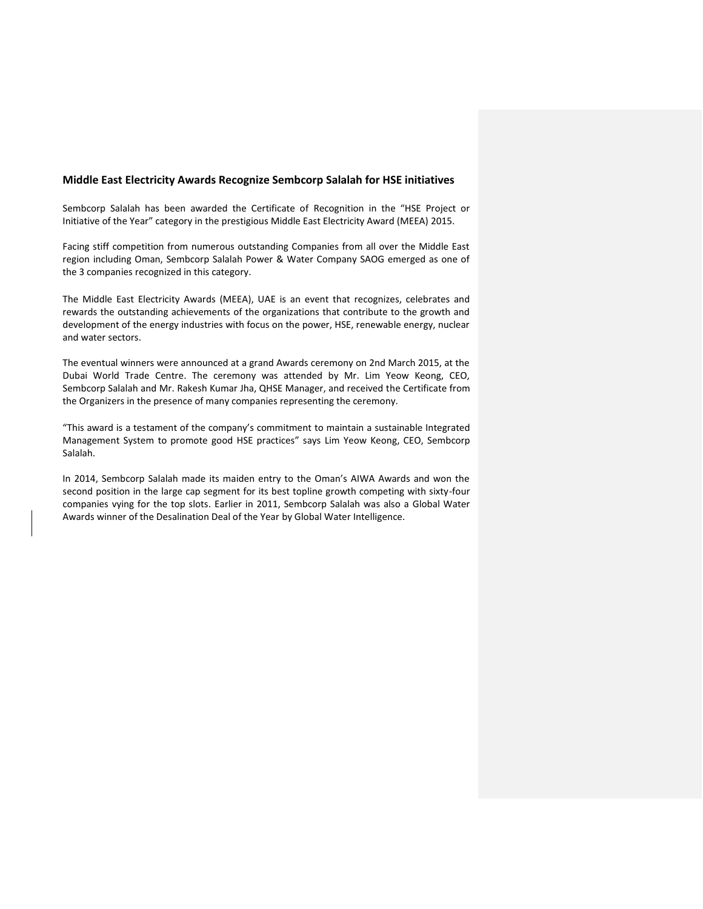### Middle East Electricity Awards Recognize Sembcorp Salalah for HSE initiatives

Sembcorp Salalah has been awarded the Certificate of Recognition in the "HSE Project or Initiative of the Year" category in the prestigious Middle East Electricity Award (MEEA) 2015.

Facing stiff competition from numerous outstanding Companies from all over the Middle East region including Oman, Sembcorp Salalah Power & Water Company SAOG emerged as one of the 3 companies recognized in this category.

The Middle East Electricity Awards (MEEA), UAE is an event that recognizes, celebrates and rewards the outstanding achievements of the organizations that contribute to the growth and development of the energy industries with focus on the power, HSE, renewable energy, nuclear and water sectors.

The eventual winners were announced at a grand Awards ceremony on 2nd March 2015, at the Dubai World Trade Centre. The ceremony was attended by Mr. Lim Yeow Keong, CEO, Sembcorp Salalah and Mr. Rakesh Kumar Jha, QHSE Manager, and received the Certificate from the Organizers in the presence of many companies representing the ceremony.

"This award is a testament of the company's commitment to maintain a sustainable Integrated Management System to promote good HSE practices" says Lim Yeow Keong, CEO, Sembcorp Salalah.

In 2014, Sembcorp Salalah made its maiden entry to the Oman's AIWA Awards and won the second position in the large cap segment for its best topline growth competing with sixty-four companies vying for the top slots. Earlier in 2011, Sembcorp Salalah was also a Global Water Awards winner of the Desalination Deal of the Year by Global Water Intelligence.